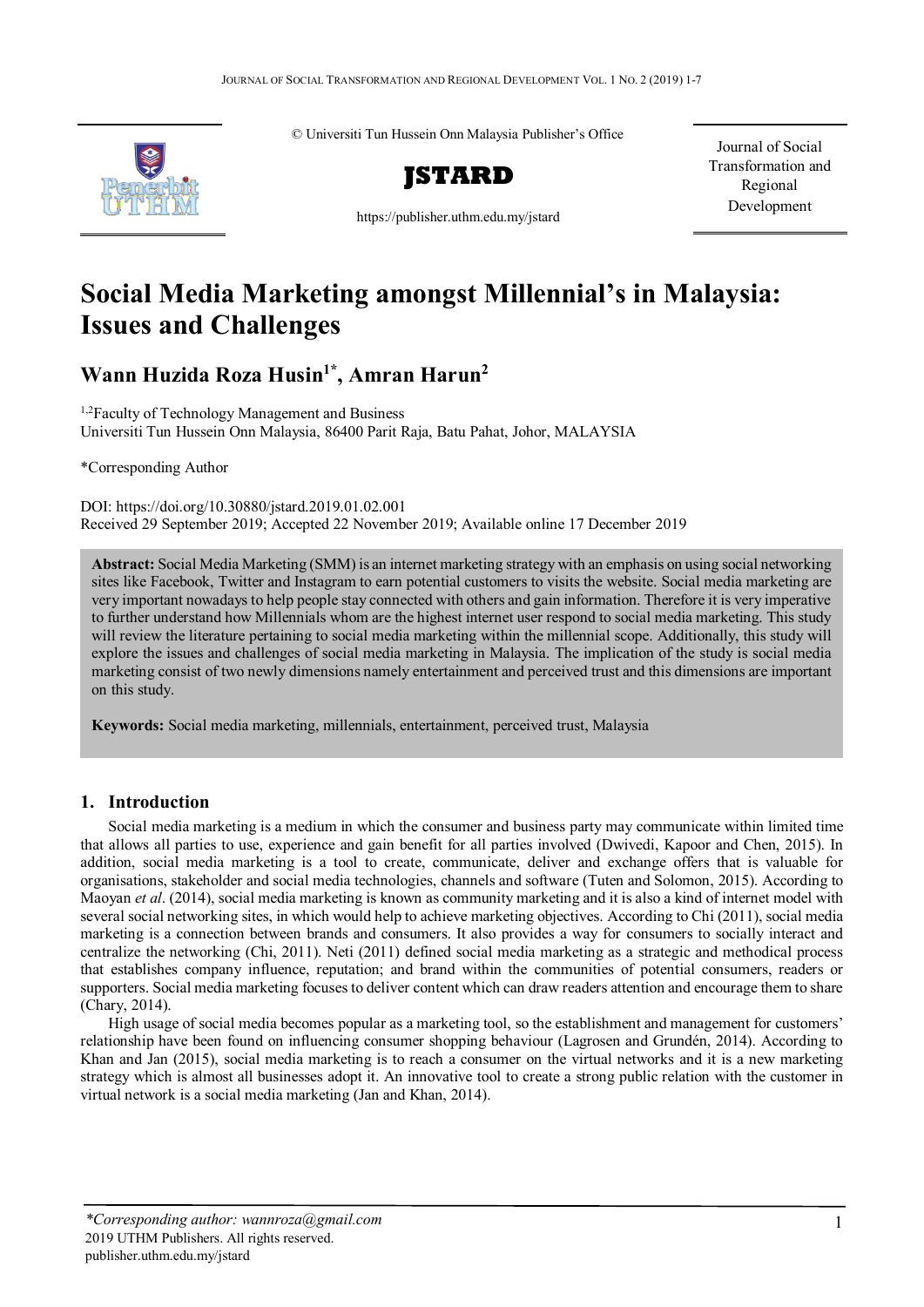© Universiti Tun Hussein Onn Malaysia Publisher's Office

**JSTARD**

https://publisher.uthm.edu.my/jstard

Journal of Social Transformation and Regional Development

# Social Media Marketing amongst Millennial's in Malaysia: Issues and Challenges

## Wann Huzida Roza Husin[1*], Amran Harun[2]

[1,2]Faculty of Technology Management and Business
Universiti Tun Hussein Onn Malaysia, 86400 Parit Raja, Batu Pahat, Johor, MALAYSIA

*Corresponding Author

DOI: https://doi.org/10.30880/jstard.2019.01.02.001
Received 29 September 2019; Accepted 22 November 2019; Available online 17 December 2019

**Abstract:** Social Media Marketing (SMM) is an internet marketing strategy with an emphasis on using social networking sites like Facebook, Twitter and Instagram to earn potential customers to visits the website. Social media marketing are very important nowadays to help people stay connected with others and gain information. Therefore it is very imperative to further understand how Millennials whom are the highest internet user respond to social media marketing. This study will review the literature pertaining to social media marketing within the millennial scope. Additionally, this study will explore the issues and challenges of social media marketing in Malaysia. The implication of the study is social media marketing consist of two newly dimensions namely entertainment and perceived trust and this dimensions are important on this study.

**Keywords:** Social media marketing, millennials, entertainment, perceived trust, Malaysia

## 1. Introduction

Social media marketing is a medium in which the consumer and business party may communicate within limited time that allows all parties to use, experience and gain benefit for all parties involved (Dwivedi, Kapoor and Chen, 2015). In addition, social media marketing is a tool to create, communicate, deliver and exchange offers that is valuable for organisations, stakeholder and social media technologies, channels and software (Tuten and Solomon, 2015). According to Maoyan *et al*. (2014), social media marketing is known as community marketing and it is also a kind of internet model with several social networking sites, in which would help to achieve marketing objectives. According to Chi (2011), social media marketing is a connection between brands and consumers. It also provides a way for consumers to socially interact and centralize the networking (Chi, 2011). Neti (2011) defined social media marketing as a strategic and methodical process that establishes company influence, reputation; and brand within the communities of potential consumers, readers or supporters. Social media marketing focuses to deliver content which can draw readers attention and encourage them to share (Chary, 2014).

High usage of social media becomes popular as a marketing tool, so the establishment and management for customers' relationship have been found on influencing consumer shopping behaviour (Lagrosen and Grundén, 2014). According to Khan and Jan (2015), social media marketing is to reach a consumer on the virtual networks and it is a new marketing strategy which is almost all businesses adopt it. An innovative tool to create a strong public relation with the customer in virtual network is a social media marketing (Jan and Khan, 2014).

*\*Corresponding author: wannroza@gmail.com*
2019 UTHM Publishers. All rights reserved.
publisher.uthm.edu.my/jstard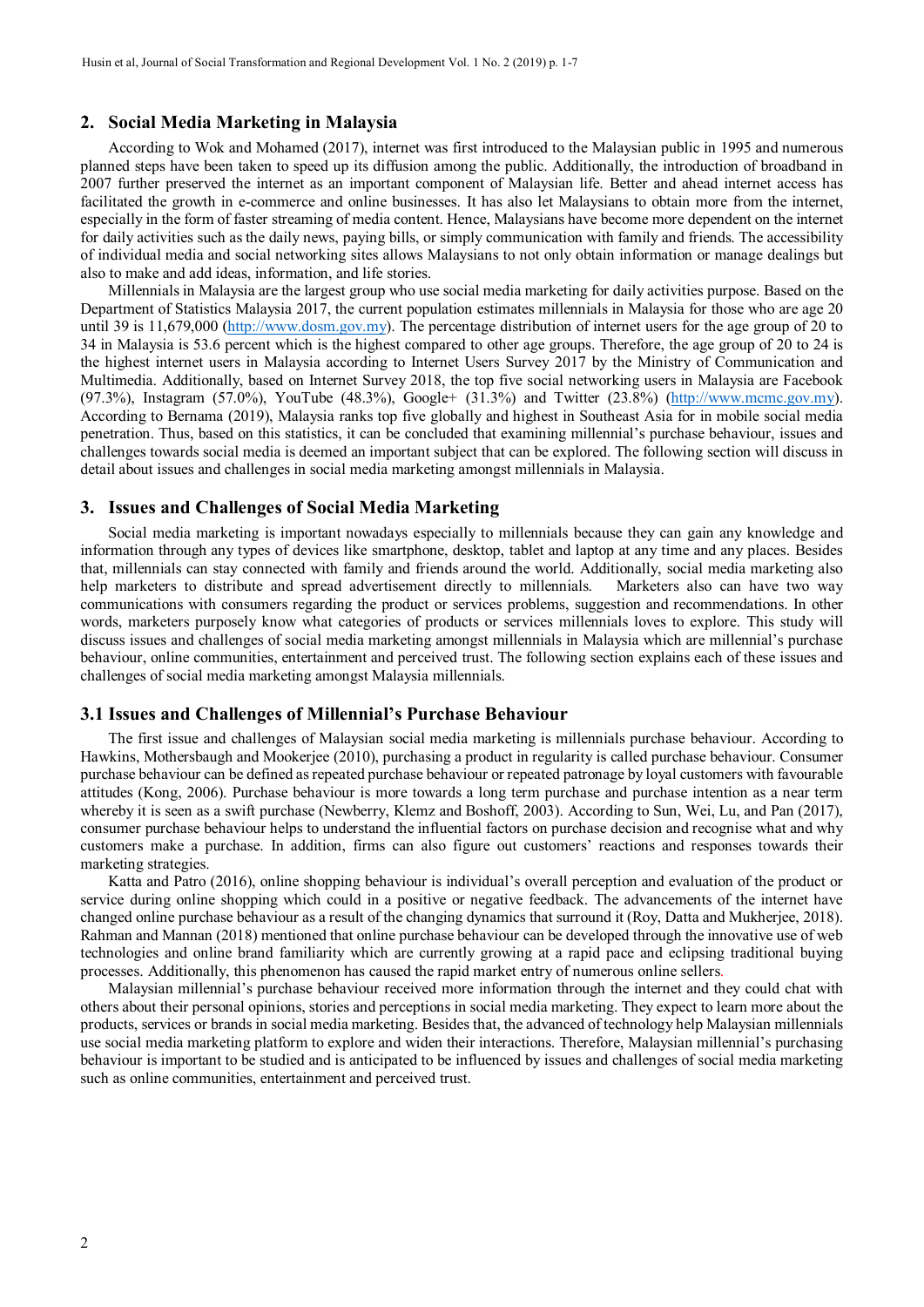## 2. Social Media Marketing in Malaysia

According to Wok and Mohamed (2017), internet was first introduced to the Malaysian public in 1995 and numerous planned steps have been taken to speed up its diffusion among the public. Additionally, the introduction of broadband in 2007 further preserved the internet as an important component of Malaysian life. Better and ahead internet access has facilitated the growth in e-commerce and online businesses. It has also let Malaysians to obtain more from the internet, especially in the form of faster streaming of media content. Hence, Malaysians have become more dependent on the internet for daily activities such as the daily news, paying bills, or simply communication with family and friends. The accessibility of individual media and social networking sites allows Malaysians to not only obtain information or manage dealings but also to make and add ideas, information, and life stories.

Millennials in Malaysia are the largest group who use social media marketing for daily activities purpose. Based on the Department of Statistics Malaysia 2017, the current population estimates millennials in Malaysia for those who are age 20 until 39 is 11,679,000 (http://www.dosm.gov.my). The percentage distribution of internet users for the age group of 20 to 34 in Malaysia is 53.6 percent which is the highest compared to other age groups. Therefore, the age group of 20 to 24 is the highest internet users in Malaysia according to Internet Users Survey 2017 by the Ministry of Communication and Multimedia. Additionally, based on Internet Survey 2018, the top five social networking users in Malaysia are Facebook (97.3%), Instagram (57.0%), YouTube (48.3%), Google+ (31.3%) and Twitter (23.8%) (http://www.mcmc.gov.my). According to Bernama (2019), Malaysia ranks top five globally and highest in Southeast Asia for in mobile social media penetration. Thus, based on this statistics, it can be concluded that examining millennial's purchase behaviour, issues and challenges towards social media is deemed an important subject that can be explored. The following section will discuss in detail about issues and challenges in social media marketing amongst millennials in Malaysia.

## 3. Issues and Challenges of Social Media Marketing

Social media marketing is important nowadays especially to millennials because they can gain any knowledge and information through any types of devices like smartphone, desktop, tablet and laptop at any time and any places. Besides that, millennials can stay connected with family and friends around the world. Additionally, social media marketing also help marketers to distribute and spread advertisement directly to millennials. Marketers also can have two way communications with consumers regarding the product or services problems, suggestion and recommendations. In other words, marketers purposely know what categories of products or services millennials loves to explore. This study will discuss issues and challenges of social media marketing amongst millennials in Malaysia which are millennial's purchase behaviour, online communities, entertainment and perceived trust. The following section explains each of these issues and challenges of social media marketing amongst Malaysia millennials.

### 3.1 Issues and Challenges of Millennial's Purchase Behaviour

The first issue and challenges of Malaysian social media marketing is millennials purchase behaviour. According to Hawkins, Mothersbaugh and Mookerjee (2010), purchasing a product in regularity is called purchase behaviour. Consumer purchase behaviour can be defined as repeated purchase behaviour or repeated patronage by loyal customers with favourable attitudes (Kong, 2006). Purchase behaviour is more towards a long term purchase and purchase intention as a near term whereby it is seen as a swift purchase (Newberry, Klemz and Boshoff, 2003). According to Sun, Wei, Lu, and Pan (2017), consumer purchase behaviour helps to understand the influential factors on purchase decision and recognise what and why customers make a purchase. In addition, firms can also figure out customers' reactions and responses towards their marketing strategies.

Katta and Patro (2016), online shopping behaviour is individual's overall perception and evaluation of the product or service during online shopping which could in a positive or negative feedback. The advancements of the internet have changed online purchase behaviour as a result of the changing dynamics that surround it (Roy, Datta and Mukherjee, 2018). Rahman and Mannan (2018) mentioned that online purchase behaviour can be developed through the innovative use of web technologies and online brand familiarity which are currently growing at a rapid pace and eclipsing traditional buying processes. Additionally, this phenomenon has caused the rapid market entry of numerous online sellers.

Malaysian millennial's purchase behaviour received more information through the internet and they could chat with others about their personal opinions, stories and perceptions in social media marketing. They expect to learn more about the products, services or brands in social media marketing. Besides that, the advanced of technology help Malaysian millennials use social media marketing platform to explore and widen their interactions. Therefore, Malaysian millennial's purchasing behaviour is important to be studied and is anticipated to be influenced by issues and challenges of social media marketing such as online communities, entertainment and perceived trust.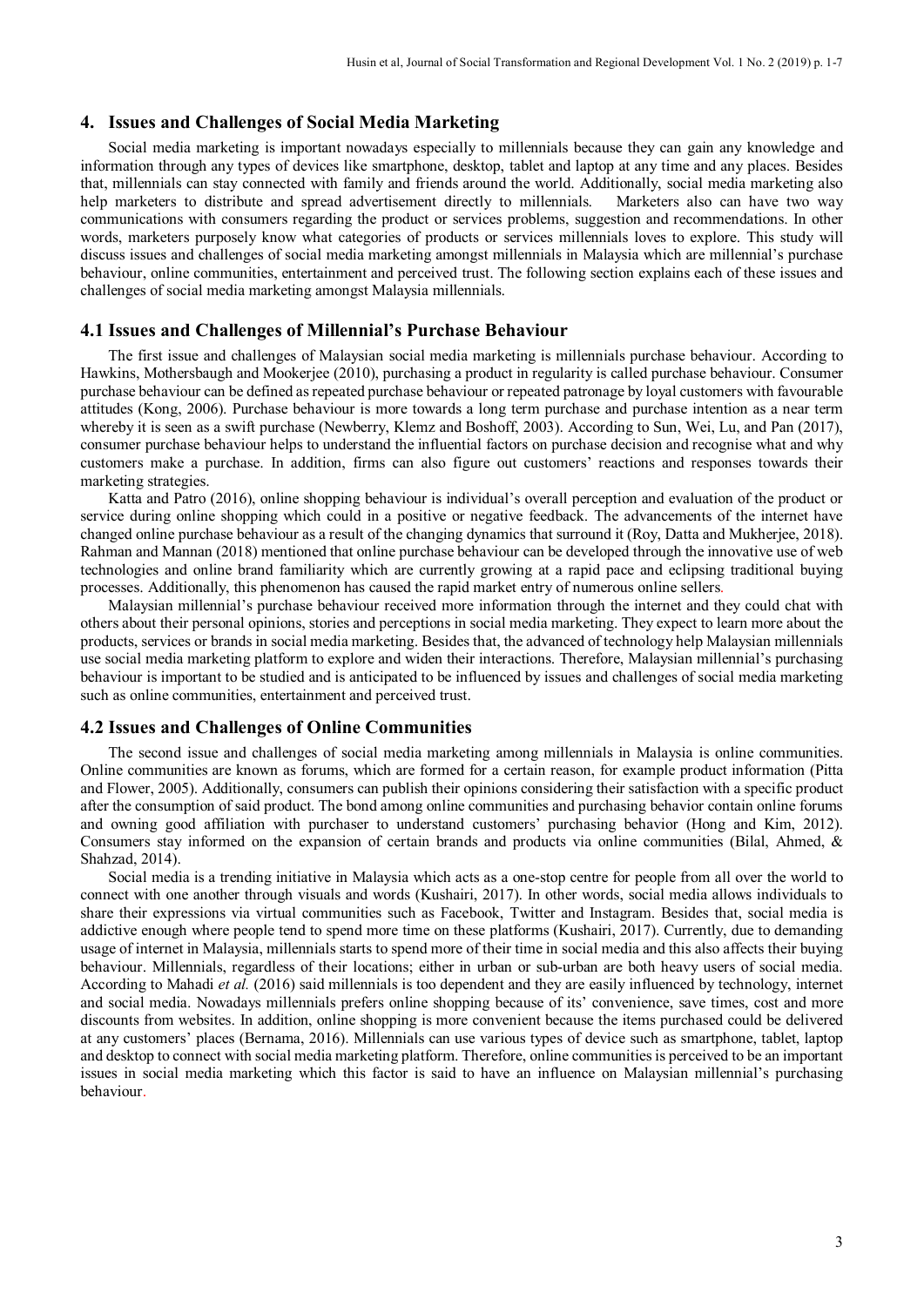## 4. Issues and Challenges of Social Media Marketing

Social media marketing is important nowadays especially to millennials because they can gain any knowledge and information through any types of devices like smartphone, desktop, tablet and laptop at any time and any places. Besides that, millennials can stay connected with family and friends around the world. Additionally, social media marketing also help marketers to distribute and spread advertisement directly to millennials. Marketers also can have two way communications with consumers regarding the product or services problems, suggestion and recommendations. In other words, marketers purposely know what categories of products or services millennials loves to explore. This study will discuss issues and challenges of social media marketing amongst millennials in Malaysia which are millennial's purchase behaviour, online communities, entertainment and perceived trust. The following section explains each of these issues and challenges of social media marketing amongst Malaysia millennials.

### 4.1 Issues and Challenges of Millennial's Purchase Behaviour

The first issue and challenges of Malaysian social media marketing is millennials purchase behaviour. According to Hawkins, Mothersbaugh and Mookerjee (2010), purchasing a product in regularity is called purchase behaviour. Consumer purchase behaviour can be defined as repeated purchase behaviour or repeated patronage by loyal customers with favourable attitudes (Kong, 2006). Purchase behaviour is more towards a long term purchase and purchase intention as a near term whereby it is seen as a swift purchase (Newberry, Klemz and Boshoff, 2003). According to Sun, Wei, Lu, and Pan (2017), consumer purchase behaviour helps to understand the influential factors on purchase decision and recognise what and why customers make a purchase. In addition, firms can also figure out customers' reactions and responses towards their marketing strategies.

Katta and Patro (2016), online shopping behaviour is individual's overall perception and evaluation of the product or service during online shopping which could in a positive or negative feedback. The advancements of the internet have changed online purchase behaviour as a result of the changing dynamics that surround it (Roy, Datta and Mukherjee, 2018). Rahman and Mannan (2018) mentioned that online purchase behaviour can be developed through the innovative use of web technologies and online brand familiarity which are currently growing at a rapid pace and eclipsing traditional buying processes. Additionally, this phenomenon has caused the rapid market entry of numerous online sellers.

Malaysian millennial's purchase behaviour received more information through the internet and they could chat with others about their personal opinions, stories and perceptions in social media marketing. They expect to learn more about the products, services or brands in social media marketing. Besides that, the advanced of technology help Malaysian millennials use social media marketing platform to explore and widen their interactions. Therefore, Malaysian millennial's purchasing behaviour is important to be studied and is anticipated to be influenced by issues and challenges of social media marketing such as online communities, entertainment and perceived trust.

### 4.2 Issues and Challenges of Online Communities

The second issue and challenges of social media marketing among millennials in Malaysia is online communities. Online communities are known as forums, which are formed for a certain reason, for example product information (Pitta and Flower, 2005). Additionally, consumers can publish their opinions considering their satisfaction with a specific product after the consumption of said product. The bond among online communities and purchasing behavior contain online forums and owning good affiliation with purchaser to understand customers' purchasing behavior (Hong and Kim, 2012). Consumers stay informed on the expansion of certain brands and products via online communities (Bilal, Ahmed, & Shahzad, 2014).

Social media is a trending initiative in Malaysia which acts as a one-stop centre for people from all over the world to connect with one another through visuals and words (Kushairi, 2017). In other words, social media allows individuals to share their expressions via virtual communities such as Facebook, Twitter and Instagram. Besides that, social media is addictive enough where people tend to spend more time on these platforms (Kushairi, 2017). Currently, due to demanding usage of internet in Malaysia, millennials starts to spend more of their time in social media and this also affects their buying behaviour. Millennials, regardless of their locations; either in urban or sub-urban are both heavy users of social media. According to Mahadi *et al.* (2016) said millennials is too dependent and they are easily influenced by technology, internet and social media. Nowadays millennials prefers online shopping because of its' convenience, save times, cost and more discounts from websites. In addition, online shopping is more convenient because the items purchased could be delivered at any customers' places (Bernama, 2016). Millennials can use various types of device such as smartphone, tablet, laptop and desktop to connect with social media marketing platform. Therefore, online communities is perceived to be an important issues in social media marketing which this factor is said to have an influence on Malaysian millennial's purchasing behaviour.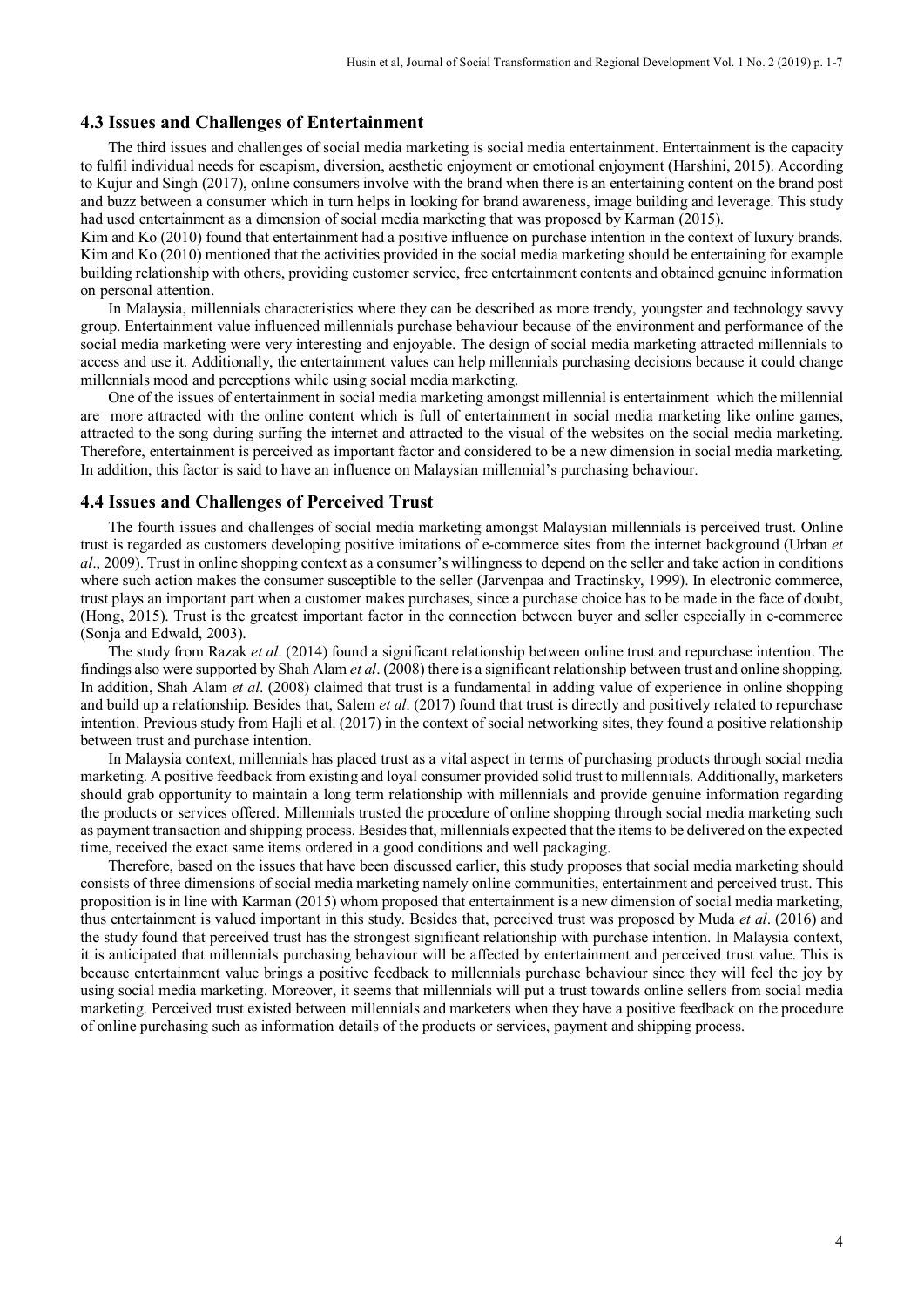## 4.3 Issues and Challenges of Entertainment

The third issues and challenges of social media marketing is social media entertainment. Entertainment is the capacity to fulfil individual needs for escapism, diversion, aesthetic enjoyment or emotional enjoyment (Harshini, 2015). According to Kujur and Singh (2017), online consumers involve with the brand when there is an entertaining content on the brand post and buzz between a consumer which in turn helps in looking for brand awareness, image building and leverage. This study had used entertainment as a dimension of social media marketing that was proposed by Karman (2015).

Kim and Ko (2010) found that entertainment had a positive influence on purchase intention in the context of luxury brands. Kim and Ko (2010) mentioned that the activities provided in the social media marketing should be entertaining for example building relationship with others, providing customer service, free entertainment contents and obtained genuine information on personal attention.

In Malaysia, millennials characteristics where they can be described as more trendy, youngster and technology savvy group. Entertainment value influenced millennials purchase behaviour because of the environment and performance of the social media marketing were very interesting and enjoyable. The design of social media marketing attracted millennials to access and use it. Additionally, the entertainment values can help millennials purchasing decisions because it could change millennials mood and perceptions while using social media marketing.

One of the issues of entertainment in social media marketing amongst millennial is entertainment which the millennial are more attracted with the online content which is full of entertainment in social media marketing like online games, attracted to the song during surfing the internet and attracted to the visual of the websites on the social media marketing. Therefore, entertainment is perceived as important factor and considered to be a new dimension in social media marketing. In addition, this factor is said to have an influence on Malaysian millennial's purchasing behaviour.

## 4.4 Issues and Challenges of Perceived Trust

The fourth issues and challenges of social media marketing amongst Malaysian millennials is perceived trust. Online trust is regarded as customers developing positive imitations of e-commerce sites from the internet background (Urban *et al*., 2009). Trust in online shopping context as a consumer's willingness to depend on the seller and take action in conditions where such action makes the consumer susceptible to the seller (Jarvenpaa and Tractinsky, 1999). In electronic commerce, trust plays an important part when a customer makes purchases, since a purchase choice has to be made in the face of doubt, (Hong, 2015). Trust is the greatest important factor in the connection between buyer and seller especially in e-commerce (Sonja and Edwald, 2003).

The study from Razak *et al*. (2014) found a significant relationship between online trust and repurchase intention. The findings also were supported by Shah Alam *et al*. (2008) there is a significant relationship between trust and online shopping. In addition, Shah Alam *et al*. (2008) claimed that trust is a fundamental in adding value of experience in online shopping and build up a relationship. Besides that, Salem *et al*. (2017) found that trust is directly and positively related to repurchase intention. Previous study from Hajli et al. (2017) in the context of social networking sites, they found a positive relationship between trust and purchase intention.

In Malaysia context, millennials has placed trust as a vital aspect in terms of purchasing products through social media marketing. A positive feedback from existing and loyal consumer provided solid trust to millennials. Additionally, marketers should grab opportunity to maintain a long term relationship with millennials and provide genuine information regarding the products or services offered. Millennials trusted the procedure of online shopping through social media marketing such as payment transaction and shipping process. Besides that, millennials expected that the items to be delivered on the expected time, received the exact same items ordered in a good conditions and well packaging.

Therefore, based on the issues that have been discussed earlier, this study proposes that social media marketing should consists of three dimensions of social media marketing namely online communities, entertainment and perceived trust. This proposition is in line with Karman (2015) whom proposed that entertainment is a new dimension of social media marketing, thus entertainment is valued important in this study. Besides that, perceived trust was proposed by Muda *et al*. (2016) and the study found that perceived trust has the strongest significant relationship with purchase intention. In Malaysia context, it is anticipated that millennials purchasing behaviour will be affected by entertainment and perceived trust value. This is because entertainment value brings a positive feedback to millennials purchase behaviour since they will feel the joy by using social media marketing. Moreover, it seems that millennials will put a trust towards online sellers from social media marketing. Perceived trust existed between millennials and marketers when they have a positive feedback on the procedure of online purchasing such as information details of the products or services, payment and shipping process.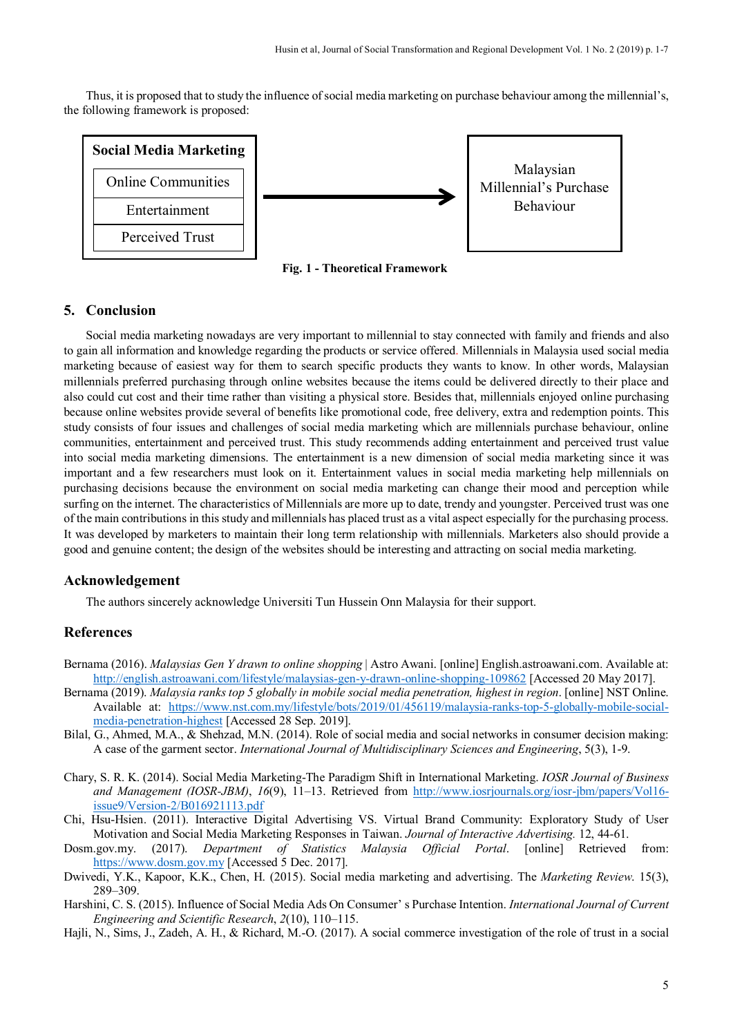Thus, it is proposed that to study the influence of social media marketing on purchase behaviour among the millennial's, the following framework is proposed:

| Social Media Marketing | | Malaysian Millennial's Purchase Behaviour |
|---|---|---|
| Online Communities | → | |
| Entertainment | | |
| Perceived Trust | | |

**Fig. 1 - Theoretical Framework**

## 5. Conclusion

Social media marketing nowadays are very important to millennial to stay connected with family and friends and also to gain all information and knowledge regarding the products or service offered. Millennials in Malaysia used social media marketing because of easiest way for them to search specific products they wants to know. In other words, Malaysian millennials preferred purchasing through online websites because the items could be delivered directly to their place and also could cut cost and their time rather than visiting a physical store. Besides that, millennials enjoyed online purchasing because online websites provide several of benefits like promotional code, free delivery, extra and redemption points. This study consists of four issues and challenges of social media marketing which are millennials purchase behaviour, online communities, entertainment and perceived trust. This study recommends adding entertainment and perceived trust value into social media marketing dimensions. The entertainment is a new dimension of social media marketing since it was important and a few researchers must look on it. Entertainment values in social media marketing help millennials on purchasing decisions because the environment on social media marketing can change their mood and perception while surfing on the internet. The characteristics of Millennials are more up to date, trendy and youngster. Perceived trust was one of the main contributions in this study and millennials has placed trust as a vital aspect especially for the purchasing process. It was developed by marketers to maintain their long term relationship with millennials. Marketers also should provide a good and genuine content; the design of the websites should be interesting and attracting on social media marketing.

## Acknowledgement

The authors sincerely acknowledge Universiti Tun Hussein Onn Malaysia for their support.

## References

Bernama (2016). *Malaysias Gen Y drawn to online shopping* | Astro Awani. [online] English.astroawani.com. Available at: http://english.astroawani.com/lifestyle/malaysias-gen-y-drawn-online-shopping-109862 [Accessed 20 May 2017].

Bernama (2019). *Malaysia ranks top 5 globally in mobile social media penetration, highest in region*. [online] NST Online. Available at: https://www.nst.com.my/lifestyle/bots/2019/01/456119/malaysia-ranks-top-5-globally-mobile-social-media-penetration-highest [Accessed 28 Sep. 2019].

Bilal, G., Ahmed, M.A., & Shehzad, M.N. (2014). Role of social media and social networks in consumer decision making: A case of the garment sector. *International Journal of Multidisciplinary Sciences and Engineering*, 5(3), 1-9.

Chary, S. R. K. (2014). Social Media Marketing-The Paradigm Shift in International Marketing. *IOSR Journal of Business and Management (IOSR-JBM)*, *16*(9), 11–13. Retrieved from http://www.iosrjournals.org/iosr-jbm/papers/Vol16-issue9/Version-2/B016921113.pdf

Chi, Hsu-Hsien. (2011). Interactive Digital Advertising VS. Virtual Brand Community: Exploratory Study of User Motivation and Social Media Marketing Responses in Taiwan. *Journal of Interactive Advertising.* 12, 44-61.

Dosm.gov.my. (2017). *Department of Statistics Malaysia Official Portal*. [online] Retrieved from: https://www.dosm.gov.my [Accessed 5 Dec. 2017].

Dwivedi, Y.K., Kapoor, K.K., Chen, H. (2015). Social media marketing and advertising. The *Marketing Review.* 15(3), 289–309.

Harshini, C. S. (2015). Influence of Social Media Ads On Consumer' s Purchase Intention. *International Journal of Current Engineering and Scientific Research*, *2*(10), 110–115.

Hajli, N., Sims, J., Zadeh, A. H., & Richard, M.-O. (2017). A social commerce investigation of the role of trust in a social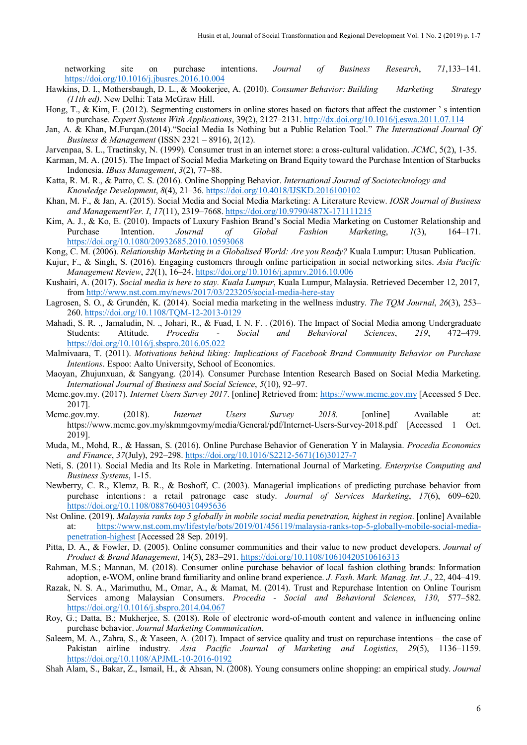networking site on purchase intentions. *Journal of Business Research*, *71*,133–141. https://doi.org/10.1016/j.jbusres.2016.10.004

Hawkins, D. I., Mothersbaugh, D. L., & Mookerjee, A. (2010). *Consumer Behavior: Building Marketing Strategy (11th ed)*. New Delhi: Tata McGraw Hill.

Hong, T., & Kim, E. (2012). Segmenting customers in online stores based on factors that affect the customer ' s intention to purchase. *Expert Systems With Applications*, 39(2), 2127–2131. http://dx.doi.org/10.1016/j.eswa.2011.07.114

Jan, A. & Khan, M.Furqan.(2014).“Social Media Is Nothing but a Public Relation Tool.” *The International Journal Of Business & Management* (ISSN 2321 – 8916), 2(12).

Jarvenpaa, S. L., Tractinsky, N. (1999). Consumer trust in an internet store: a cross-cultural validation. *JCMC*, 5(2), 1-35.

Karman, M. A. (2015). The Impact of Social Media Marketing on Brand Equity toward the Purchase Intention of Starbucks Indonesia. *IBuss Management*, *3*(2), 77–88.

Katta, R. M. R., & Patro, C. S. (2016). Online Shopping Behavior. *International Journal of Sociotechnology and Knowledge Development*, *8*(4), 21–36. https://doi.org/10.4018/IJSKD.2016100102

Khan, M. F., & Jan, A. (2015). Social Media and Social Media Marketing: A Literature Review. *IOSR Journal of Business and ManagementVer. I*, *17*(11), 2319–7668. https://doi.org/10.9790/487X-171111215

Kim, A. J., & Ko, E. (2010). Impacts of Luxury Fashion Brand’s Social Media Marketing on Customer Relationship and Purchase Intention. *Journal of Global Fashion Marketing*, *1*(3), 164–171. https://doi.org/10.1080/20932685.2010.10593068

Kong, C. M. (2006). *Relationship Marketing in a Globalised World: Are you Ready?* Kuala Lumpur: Utusan Publication.

Kujur, F., & Singh, S. (2016). Engaging customers through online participation in social networking sites. *Asia Pacific Management Review*, *22*(1), 16–24. https://doi.org/10.1016/j.apmrv.2016.10.006

Kushairi, A. (2017). *Social media is here to stay. Kuala Lumpur*, Kuala Lumpur, Malaysia. Retrieved December 12, 2017, from http://www.nst.com.my/news/2017/03/223205/social-media-here-stay

Lagrosen, S. O., & Grundén, K. (2014). Social media marketing in the wellness industry. *The TQM Journal*, *26*(3), 253–260. https://doi.org/10.1108/TQM-12-2013-0129

Mahadi, S. R. ., Jamaludin, N. ., Johari, R., & Fuad, I. N. F. . (2016). The Impact of Social Media among Undergraduate Students: Attitude. *Procedia - Social and Behavioral Sciences*, *219*, 472–479. https://doi.org/10.1016/j.sbspro.2016.05.022

Malmivaara, T. (2011). *Motivations behind liking: Implications of Facebook Brand Community Behavior on Purchase Intentions*. Espoo: Aalto University, School of Economics.

Maoyan, Zhujunxuan, & Sangyang. (2014). Consumer Purchase Intention Research Based on Social Media Marketing. *International Journal of Business and Social Science*, *5*(10), 92–97.

Mcmc.gov.my. (2017). *Internet Users Survey 2017*. [online] Retrieved from: https://www.mcmc.gov.my [Accessed 5 Dec. 2017].

Mcmc.gov.my. (2018). *Internet Users Survey 2018.* [online] Available at: https://www.mcmc.gov.my/skmmgovmy/media/General/pdf/Internet-Users-Survey-2018.pdf [Accessed 1 Oct. 2019].

Muda, M., Mohd, R., & Hassan, S. (2016). Online Purchase Behavior of Generation Y in Malaysia. *Procedia Economics and Finance*, *37*(July), 292–298. https://doi.org/10.1016/S2212-5671(16)30127-7

Neti, S. (2011). Social Media and Its Role in Marketing. International Journal of Marketing. *Enterprise Computing and Business Systems*, 1-15.

Newberry, C. R., Klemz, B. R., & Boshoff, C. (2003). Managerial implications of predicting purchase behavior from purchase intentions : a retail patronage case study. *Journal of Services Marketing*, *17*(6), 609–620. https://doi.org/10.1108/08876040310495636

Nst Online. (2019). *Malaysia ranks top 5 globally in mobile social media penetration, highest in region*. [online] Available at: https://www.nst.com.my/lifestyle/bots/2019/01/456119/malaysia-ranks-top-5-globally-mobile-social-media-penetration-highest [Accessed 28 Sep. 2019].

Pitta, D. A., & Fowler, D. (2005). Online consumer communities and their value to new product developers. *Journal of Product & Brand Management*, 14(5), 283–291. https://doi.org/10.1108/10610420510616313

Rahman, M.S.; Mannan, M. (2018). Consumer online purchase behavior of local fashion clothing brands: Information adoption, e-WOM, online brand familiarity and online brand experience. *J. Fash. Mark. Manag. Int. J*., 22, 404–419.

Razak, N. S. A., Marimuthu, M., Omar, A., & Mamat, M. (2014). Trust and Repurchase Intention on Online Tourism Services among Malaysian Consumers. *Procedia - Social and Behavioral Sciences*, *130*, 577–582. https://doi.org/10.1016/j.sbspro.2014.04.067

Roy, G.; Datta, B.; Mukherjee, S. (2018). Role of electronic word-of-mouth content and valence in influencing online purchase behavior. *Journal Marketing Communication.*

Saleem, M. A., Zahra, S., & Yaseen, A. (2017). Impact of service quality and trust on repurchase intentions – the case of Pakistan airline industry. *Asia Pacific Journal of Marketing and Logistics*, *29*(5), 1136–1159. https://doi.org/10.1108/APJML-10-2016-0192

Shah Alam, S., Bakar, Z., Ismail, H., & Ahsan, N. (2008). Young consumers online shopping: an empirical study. *Journal*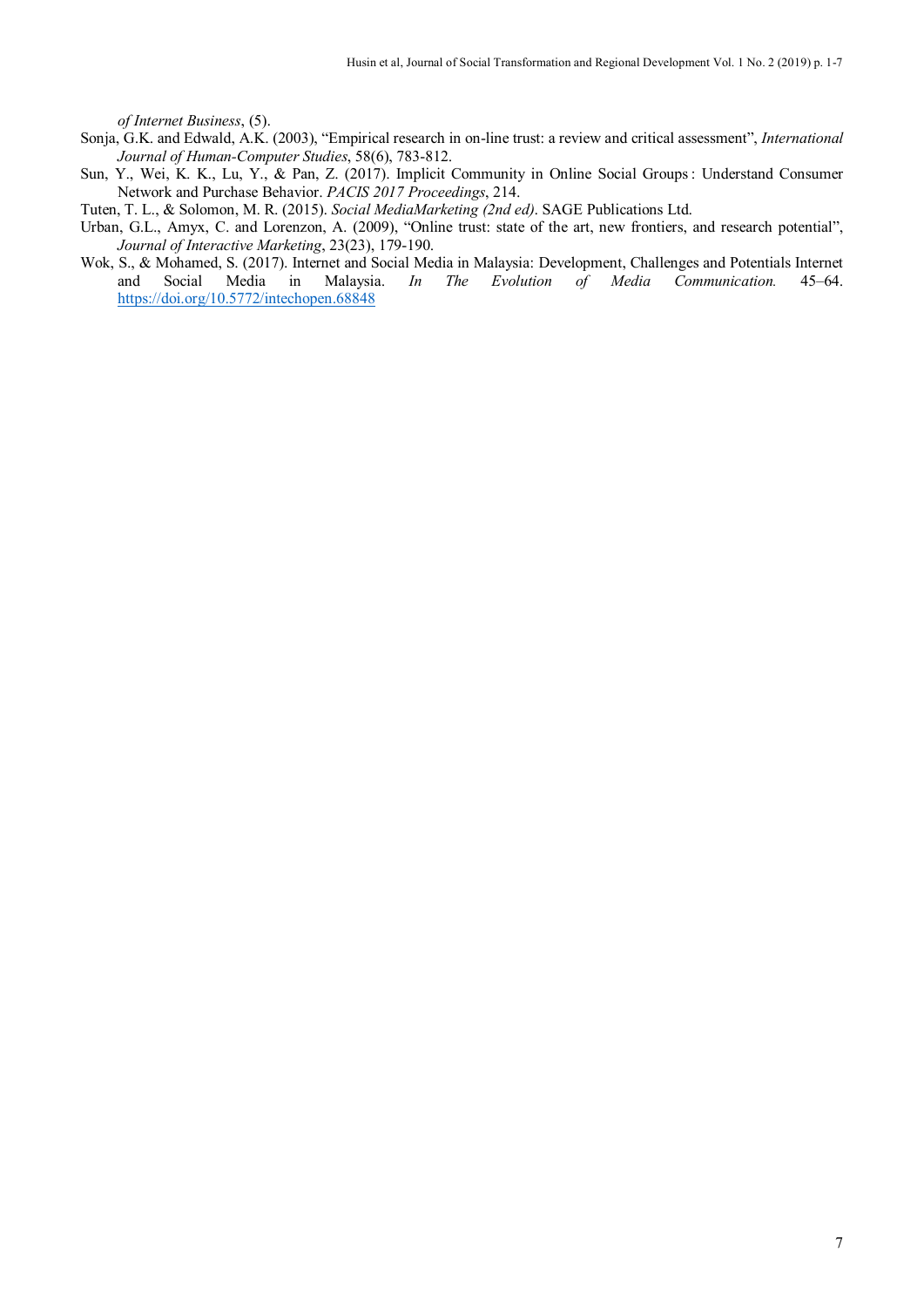*of Internet Business*, (5).

Sonja, G.K. and Edwald, A.K. (2003), "Empirical research in on-line trust: a review and critical assessment", *International Journal of Human-Computer Studies*, 58(6), 783-812.

Sun, Y., Wei, K. K., Lu, Y., & Pan, Z. (2017). Implicit Community in Online Social Groups : Understand Consumer Network and Purchase Behavior. *PACIS 2017 Proceedings*, 214.

Tuten, T. L., & Solomon, M. R. (2015). *Social MediaMarketing (2nd ed)*. SAGE Publications Ltd.

Urban, G.L., Amyx, C. and Lorenzon, A. (2009), "Online trust: state of the art, new frontiers, and research potential", *Journal of Interactive Marketing*, 23(23), 179-190.

Wok, S., & Mohamed, S. (2017). Internet and Social Media in Malaysia: Development, Challenges and Potentials Internet and Social Media in Malaysia. *In The Evolution of Media Communication.* 45–64. https://doi.org/10.5772/intechopen.68848